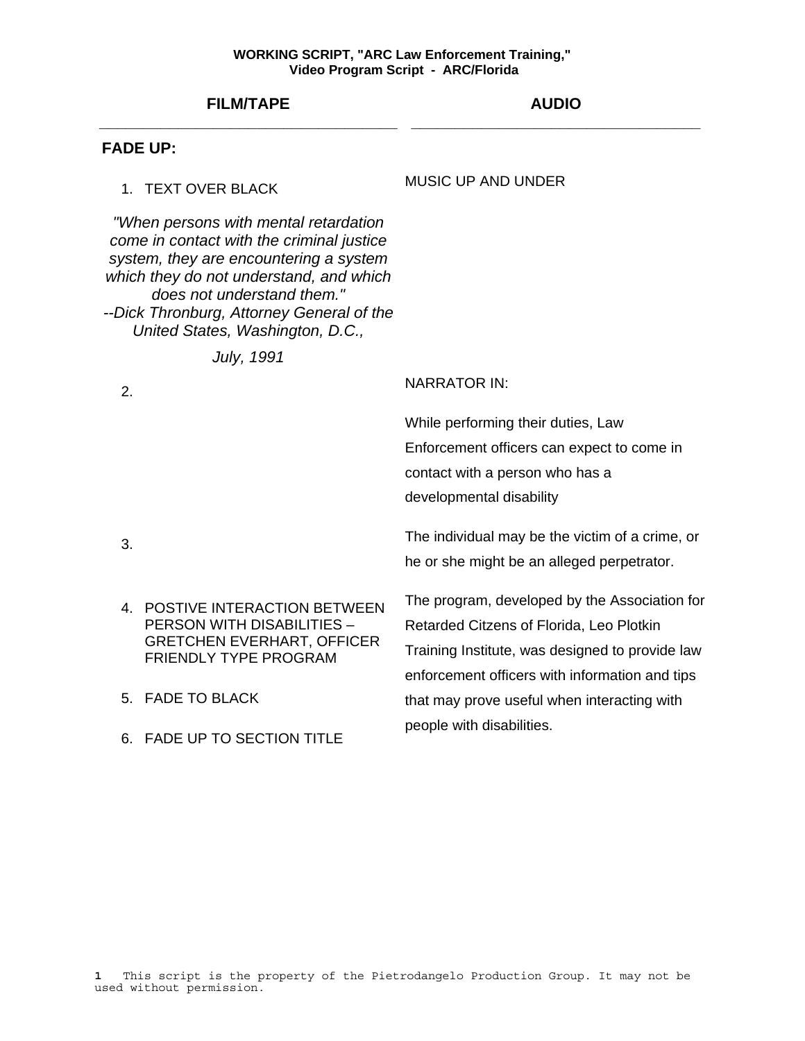**WORKING SCRIPT, "ARC Law Enforcement Training,"**
**Video Program Script - ARC/Florida**

| FILM/TAPE | AUDIO |
|---|---|
| **FADE UP:** | |
| 1. TEXT OVER BLACK<br><br>*"When persons with mental retardation come in contact with the criminal justice system, they are encountering a system which they do not understand, and which does not understand them."*<br>*--Dick Thronburg, Attorney General of the United States, Washington, D.C.,*<br><br>*July, 1991* | MUSIC UP AND UNDER |
| 2. | NARRATOR IN:<br><br>While performing their duties, Law Enforcement officers can expect to come in contact with a person who has a developmental disability |
| 3. | The individual may be the victim of a crime, or he or she might be an alleged perpetrator. |
| 4. POSTIVE INTERACTION BETWEEN PERSON WITH DISABILITIES – GRETCHEN EVERHART, OFFICER FRIENDLY TYPE PROGRAM<br><br>5. FADE TO BLACK<br><br>6. FADE UP TO SECTION TITLE | The program, developed by the Association for Retarded Citzens of Florida, Leo Plotkin Training Institute, was designed to provide law enforcement officers with information and tips that may prove useful when interacting with people with disabilities. |

1 This script is the property of the Pietrodangelo Production Group. It may not be used without permission.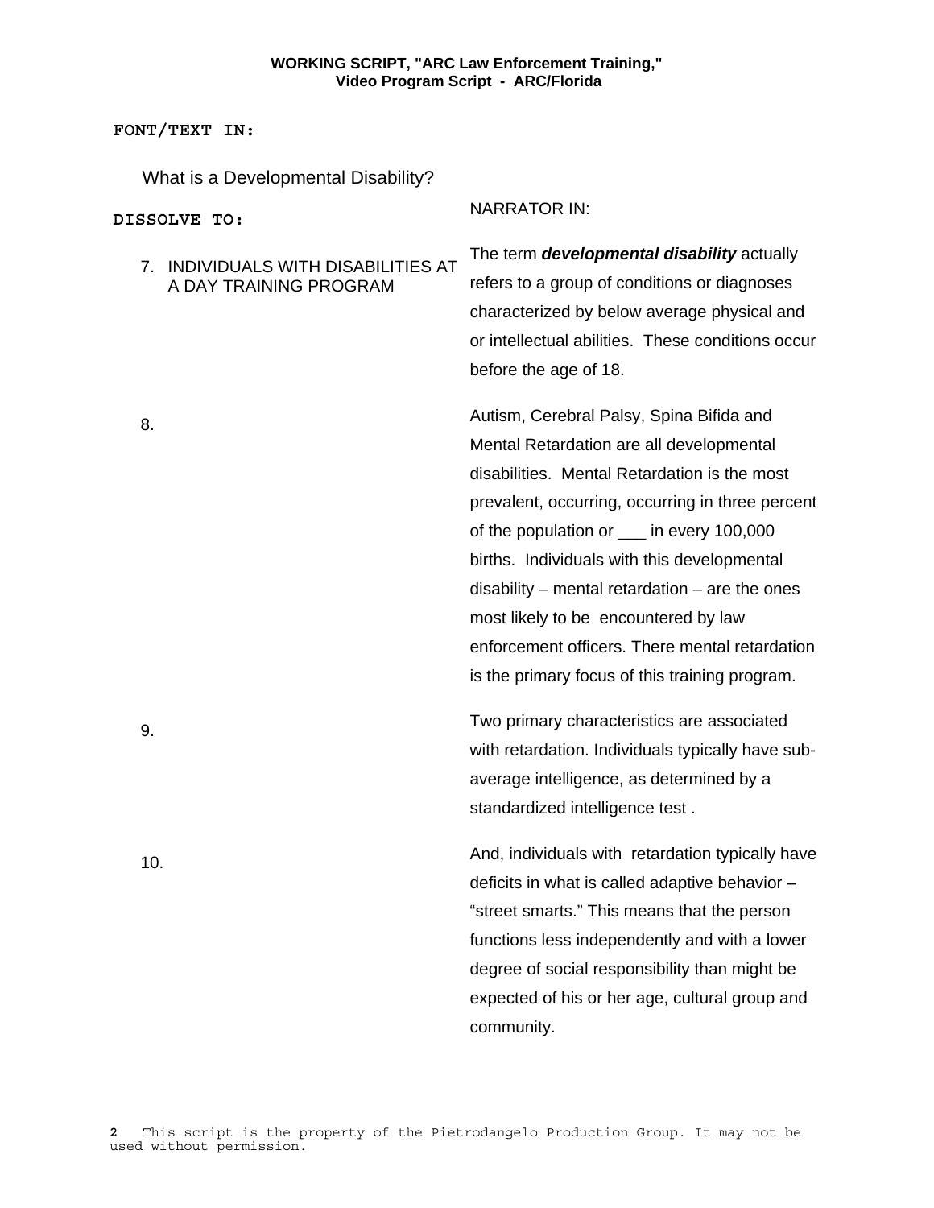**FONT/TEXT IN:**

What is a Developmental Disability?

**DISSOLVE TO:**

NARRATOR IN:

| | |
|---|---|
| 7. INDIVIDUALS WITH DISABILITIES AT A DAY TRAINING PROGRAM | The term ***developmental disability*** actually refers to a group of conditions or diagnoses characterized by below average physical and or intellectual abilities. These conditions occur before the age of 18. |
| 8. | Autism, Cerebral Palsy, Spina Bifida and Mental Retardation are all developmental disabilities. Mental Retardation is the most prevalent, occurring, occurring in three percent of the population or ___ in every 100,000 births. Individuals with this developmental disability – mental retardation – are the ones most likely to be encountered by law enforcement officers. There mental retardation is the primary focus of this training program. |
| 9. | Two primary characteristics are associated with retardation. Individuals typically have sub-average intelligence, as determined by a standardized intelligence test . |
| 10. | And, individuals with retardation typically have deficits in what is called adaptive behavior – “street smarts.” This means that the person functions less independently and with a lower degree of social responsibility than might be expected of his or her age, cultural group and community. |

This script is the property of the Pietrodangelo Production Group. It may not be used without permission.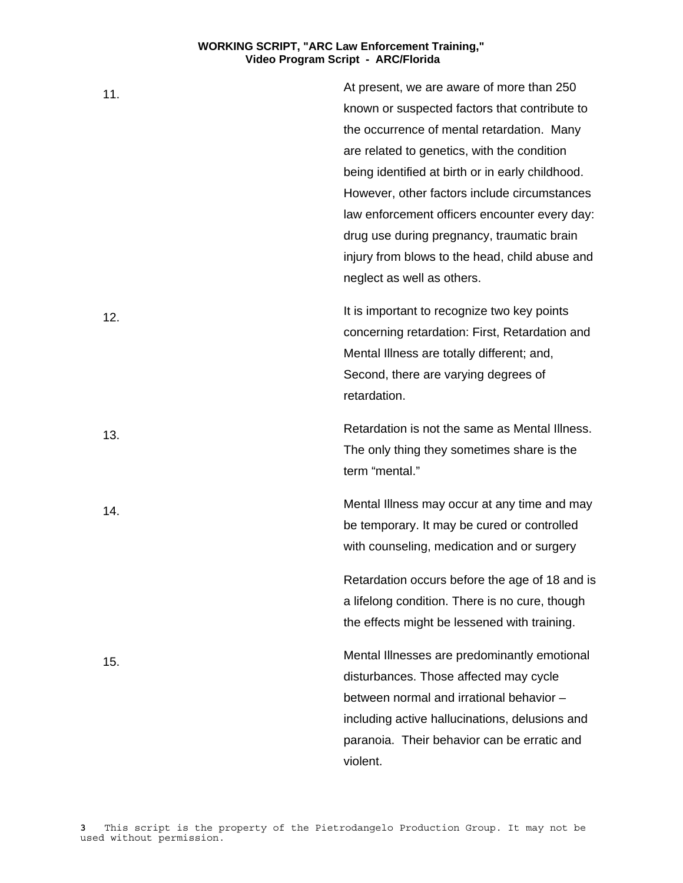11. At present, we are aware of more than 250 known or suspected factors that contribute to the occurrence of mental retardation. Many are related to genetics, with the condition being identified at birth or in early childhood. However, other factors include circumstances law enforcement officers encounter every day: drug use during pregnancy, traumatic brain injury from blows to the head, child abuse and neglect as well as others.

12. It is important to recognize two key points concerning retardation: First, Retardation and Mental Illness are totally different; and, Second, there are varying degrees of retardation.

13. Retardation is not the same as Mental Illness. The only thing they sometimes share is the term "mental."

14. Mental Illness may occur at any time and may be temporary. It may be cured or controlled with counseling, medication and or surgery

Retardation occurs before the age of 18 and is a lifelong condition. There is no cure, though the effects might be lessened with training.

15. Mental Illnesses are predominantly emotional disturbances. Those affected may cycle between normal and irrational behavior – including active hallucinations, delusions and paranoia. Their behavior can be erratic and violent.

This script is the property of the Pietrodangelo Production Group. It may not be used without permission.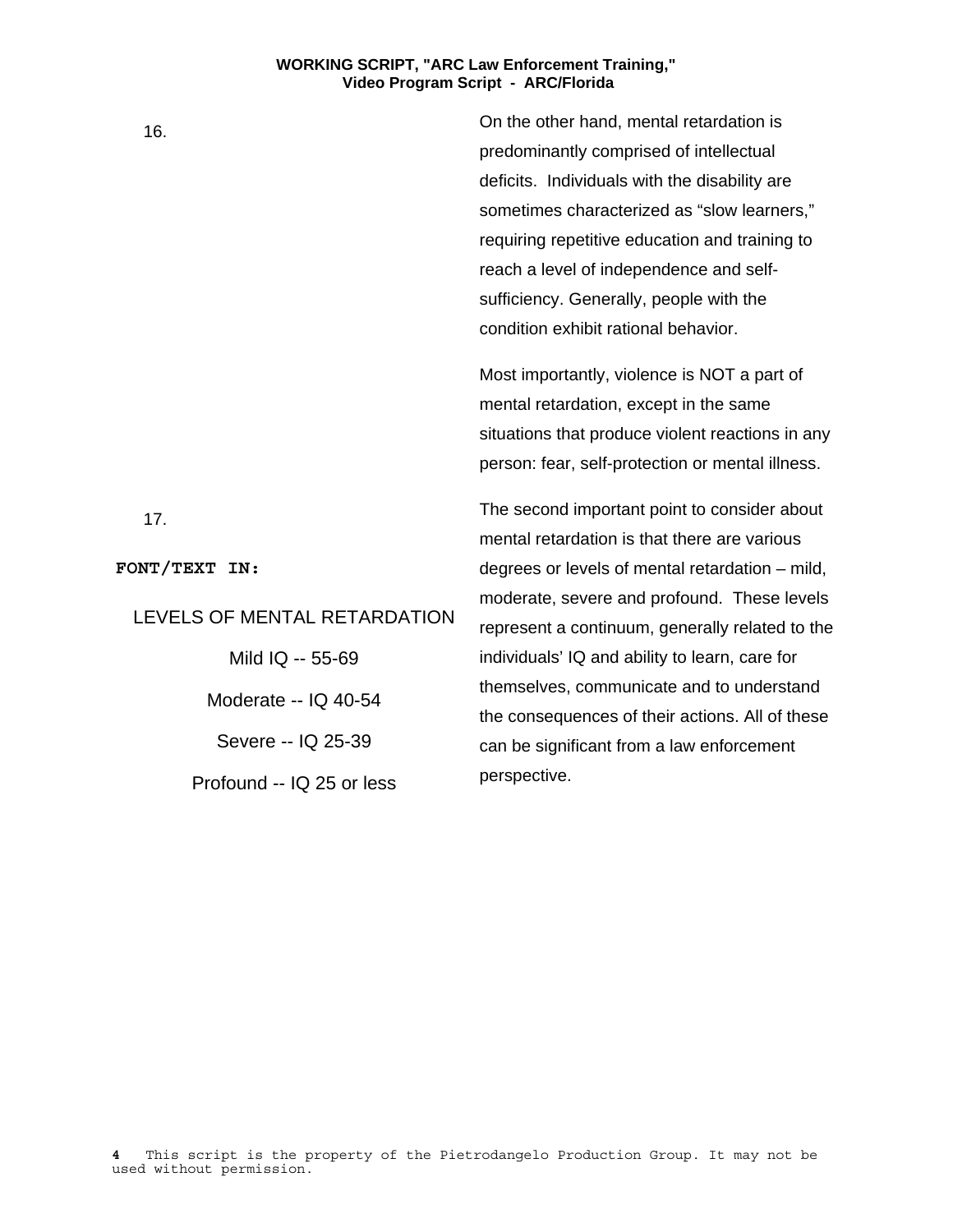16.

On the other hand, mental retardation is predominantly comprised of intellectual deficits. Individuals with the disability are sometimes characterized as “slow learners,” requiring repetitive education and training to reach a level of independence and self-sufficiency. Generally, people with the condition exhibit rational behavior.

Most importantly, violence is NOT a part of mental retardation, except in the same situations that produce violent reactions in any person: fear, self-protection or mental illness.

17.

**FONT/TEXT IN:**

LEVELS OF MENTAL RETARDATION

Mild IQ -- 55-69

Moderate -- IQ 40-54

Severe -- IQ 25-39

Profound -- IQ 25 or less

The second important point to consider about mental retardation is that there are various degrees or levels of mental retardation – mild, moderate, severe and profound. These levels represent a continuum, generally related to the individuals’ IQ and ability to learn, care for themselves, communicate and to understand the consequences of their actions. All of these can be significant from a law enforcement perspective.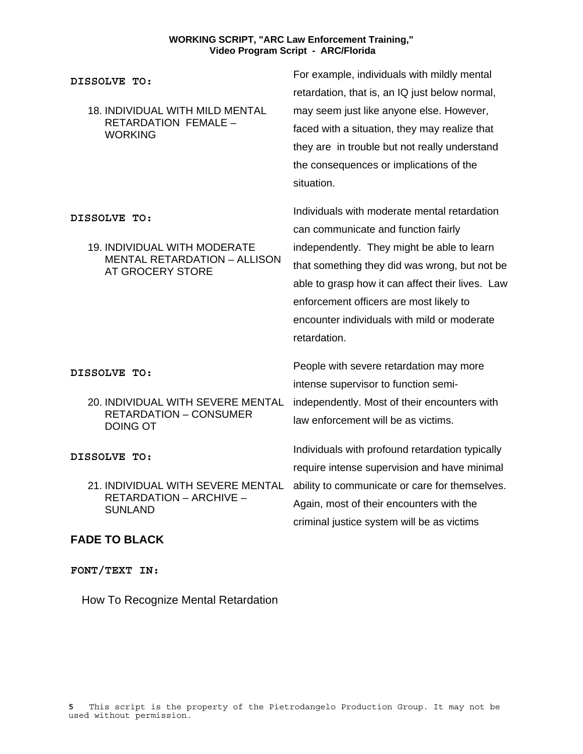| | |
|---|---|
| **DISSOLVE TO:**<br><br>18. INDIVIDUAL WITH MILD MENTAL RETARDATION FEMALE – WORKING | For example, individuals with mildly mental retardation, that is, an IQ just below normal, may seem just like anyone else. However, faced with a situation, they may realize that they are in trouble but not really understand the consequences or implications of the situation. |
| **DISSOLVE TO:**<br><br>19. INDIVIDUAL WITH MODERATE MENTAL RETARDATION – ALLISON AT GROCERY STORE | Individuals with moderate mental retardation can communicate and function fairly independently. They might be able to learn that something they did was wrong, but not be able to grasp how it can affect their lives. Law enforcement officers are most likely to encounter individuals with mild or moderate retardation. |
| **DISSOLVE TO:**<br><br>20. INDIVIDUAL WITH SEVERE MENTAL RETARDATION – CONSUMER DOING OT | People with severe retardation may more intense supervisor to function semi-independently. Most of their encounters with law enforcement will be as victims. |
| **DISSOLVE TO:**<br><br>21. INDIVIDUAL WITH SEVERE MENTAL RETARDATION – ARCHIVE – SUNLAND | Individuals with profound retardation typically require intense supervision and have minimal ability to communicate or care for themselves. Again, most of their encounters with the criminal justice system will be as victims |

**FADE TO BLACK**

**FONT/TEXT IN:**

How To Recognize Mental Retardation

This script is the property of the Pietrodangelo Production Group. It may not be used without permission.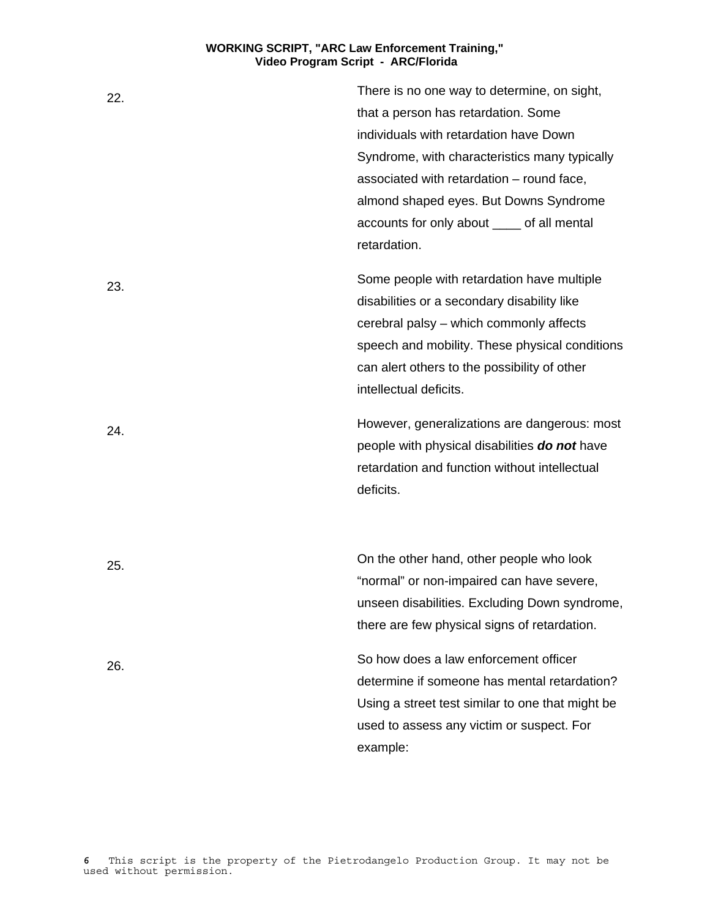22. There is no one way to determine, on sight, that a person has retardation. Some individuals with retardation have Down Syndrome, with characteristics many typically associated with retardation – round face, almond shaped eyes. But Downs Syndrome accounts for only about ____ of all mental retardation.

23. Some people with retardation have multiple disabilities or a secondary disability like cerebral palsy – which commonly affects speech and mobility. These physical conditions can alert others to the possibility of other intellectual deficits.

24. However, generalizations are dangerous: most people with physical disabilities ***do not*** have retardation and function without intellectual deficits.

25. On the other hand, other people who look "normal" or non-impaired can have severe, unseen disabilities. Excluding Down syndrome, there are few physical signs of retardation.

26. So how does a law enforcement officer determine if someone has mental retardation? Using a street test similar to one that might be used to assess any victim or suspect. For example: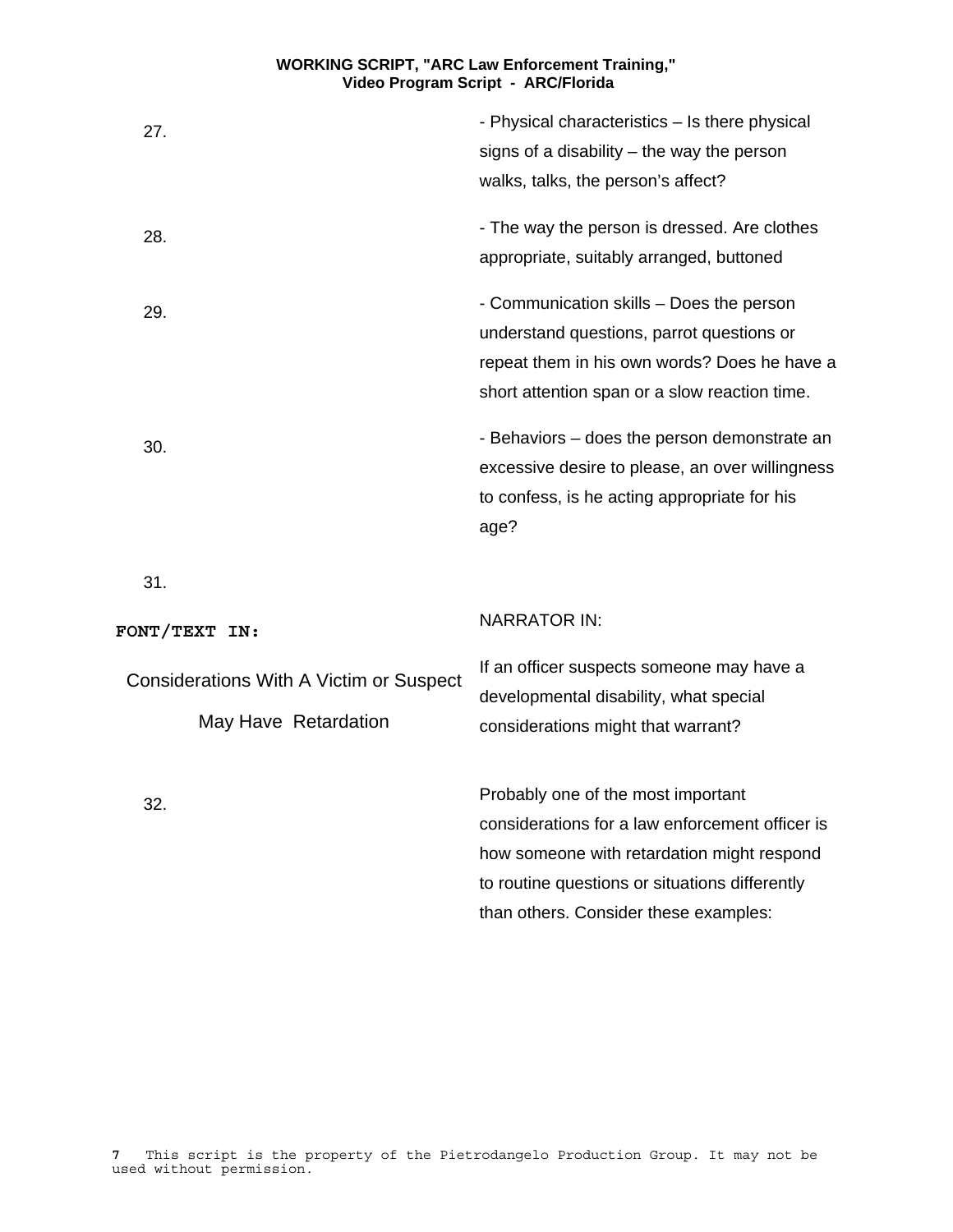| | |
|---|---|
| 27. | - Physical characteristics – Is there physical signs of a disability – the way the person walks, talks, the person's affect? |
| 28. | - The way the person is dressed. Are clothes appropriate, suitably arranged, buttoned |
| 29. | - Communication skills – Does the person understand questions, parrot questions or repeat them in his own words? Does he have a short attention span or a slow reaction time. |
| 30. | - Behaviors – does the person demonstrate an excessive desire to please, an over willingness to confess, is he acting appropriate for his age? |
| 31. | |
| **FONT/TEXT IN:** | NARRATOR IN: |
| Considerations With A Victim or Suspect May Have Retardation | If an officer suspects someone may have a developmental disability, what special considerations might that warrant? |
| 32. | Probably one of the most important considerations for a law enforcement officer is how someone with retardation might respond to routine questions or situations differently than others. Consider these examples: |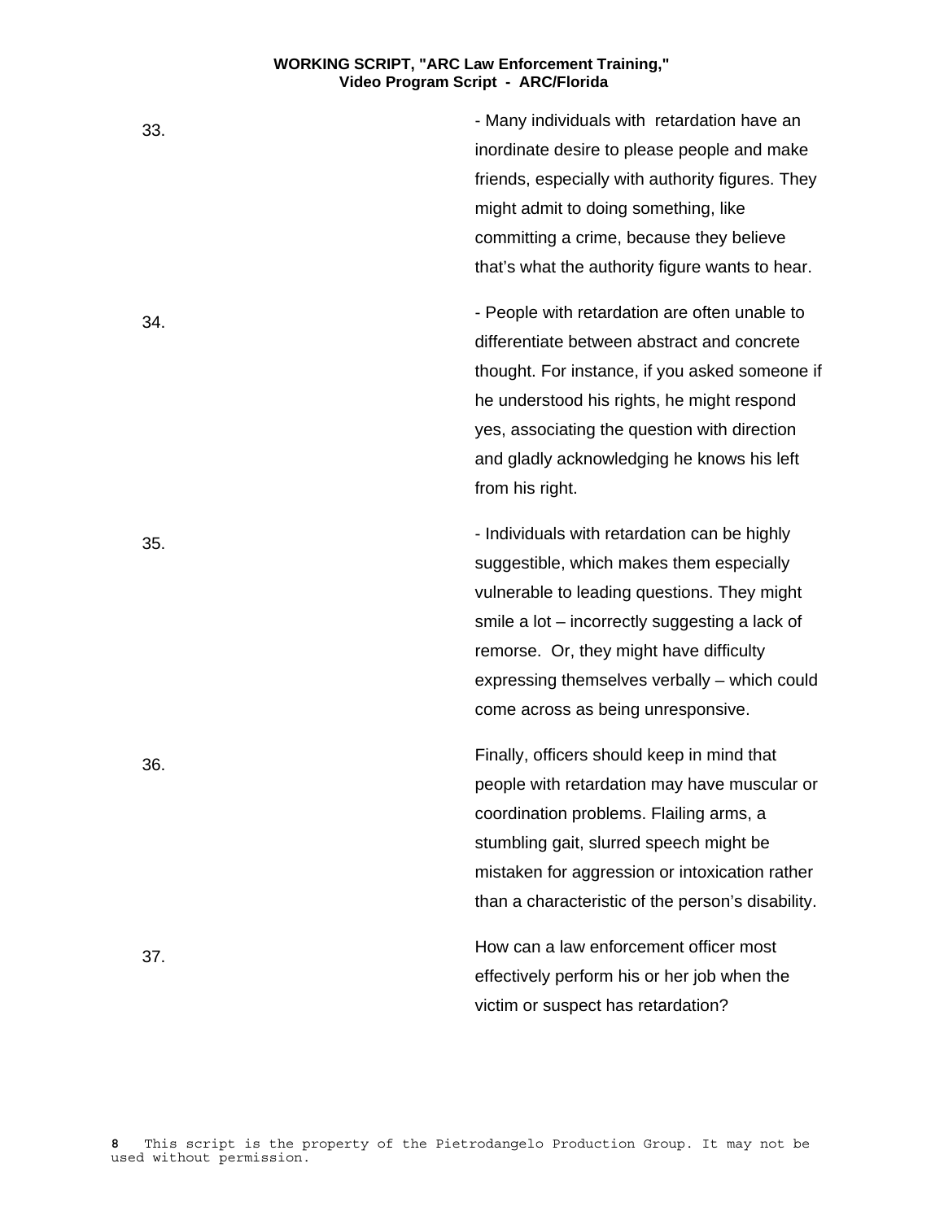33. - Many individuals with retardation have an inordinate desire to please people and make friends, especially with authority figures. They might admit to doing something, like committing a crime, because they believe that's what the authority figure wants to hear.

34. - People with retardation are often unable to differentiate between abstract and concrete thought. For instance, if you asked someone if he understood his rights, he might respond yes, associating the question with direction and gladly acknowledging he knows his left from his right.

35. - Individuals with retardation can be highly suggestible, which makes them especially vulnerable to leading questions. They might smile a lot – incorrectly suggesting a lack of remorse. Or, they might have difficulty expressing themselves verbally – which could come across as being unresponsive.

36. Finally, officers should keep in mind that people with retardation may have muscular or coordination problems. Flailing arms, a stumbling gait, slurred speech might be mistaken for aggression or intoxication rather than a characteristic of the person's disability.

37. How can a law enforcement officer most effectively perform his or her job when the victim or suspect has retardation?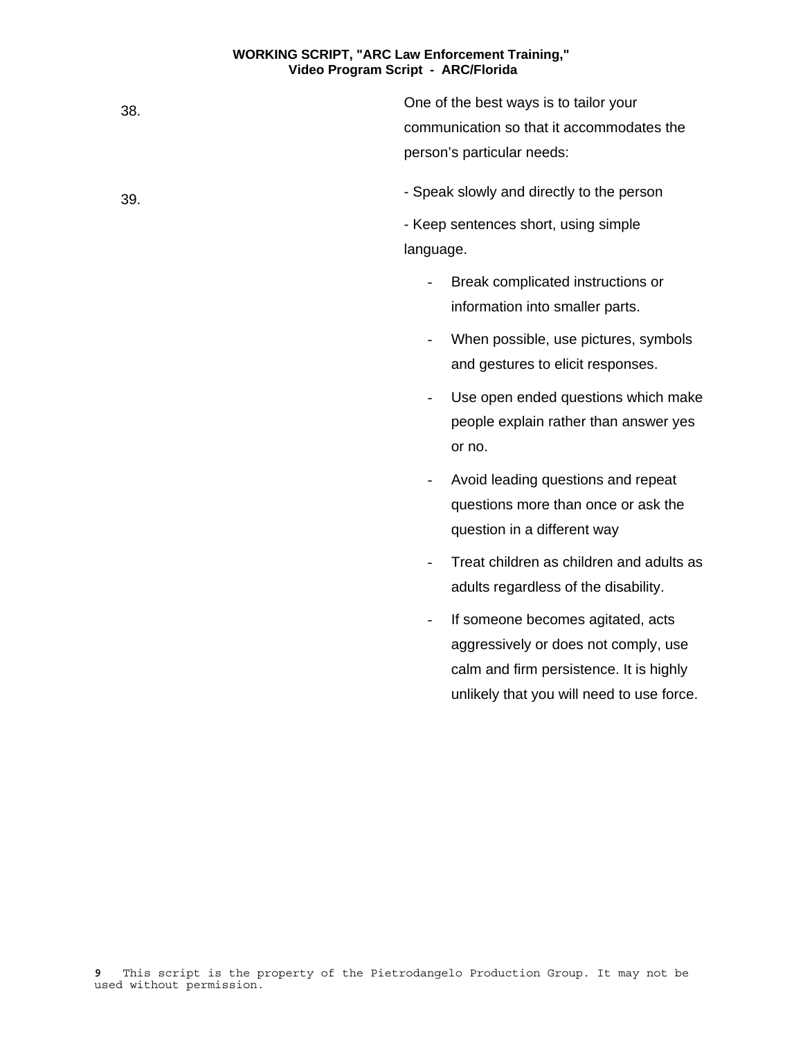38. One of the best ways is to tailor your communication so that it accommodates the person's particular needs:

39. - Speak slowly and directly to the person

- Keep sentences short, using simple language.

- Break complicated instructions or information into smaller parts.
- When possible, use pictures, symbols and gestures to elicit responses.
- Use open ended questions which make people explain rather than answer yes or no.
- Avoid leading questions and repeat questions more than once or ask the question in a different way
- Treat children as children and adults as adults regardless of the disability.
- If someone becomes agitated, acts aggressively or does not comply, use calm and firm persistence. It is highly unlikely that you will need to use force.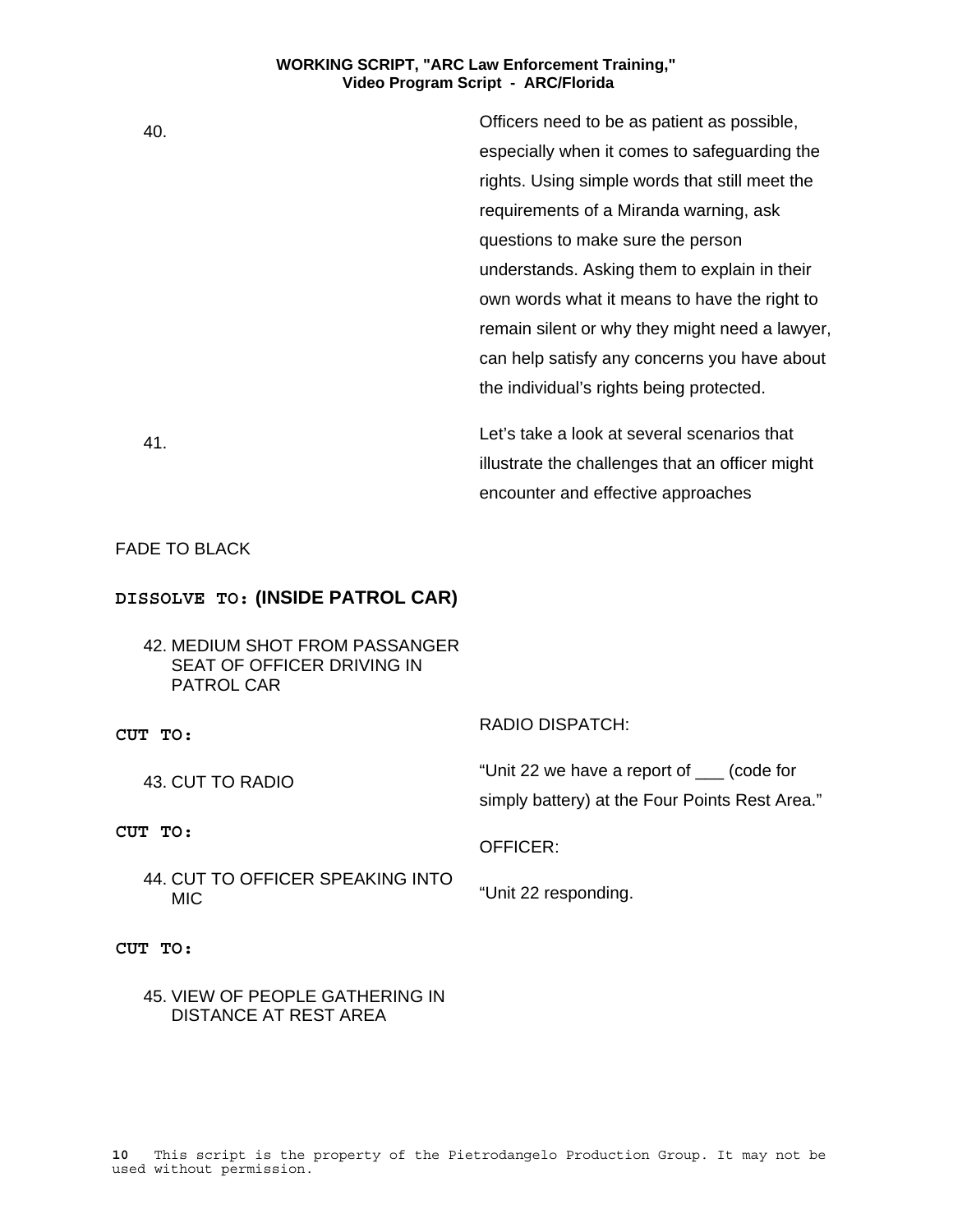| | |
|---|---|
| 40. | Officers need to be as patient as possible, especially when it comes to safeguarding the rights. Using simple words that still meet the requirements of a Miranda warning, ask questions to make sure the person understands. Asking them to explain in their own words what it means to have the right to remain silent or why they might need a lawyer, can help satisfy any concerns you have about the individual's rights being protected. |
| 41. | Let's take a look at several scenarios that illustrate the challenges that an officer might encounter and effective approaches |

FADE TO BLACK

**DISSOLVE TO: (INSIDE PATROL CAR)**

| | |
|---|---|
| 42. MEDIUM SHOT FROM PASSANGER SEAT OF OFFICER DRIVING IN PATROL CAR | |
| **CUT TO:** | RADIO DISPATCH: |
| 43. CUT TO RADIO | "Unit 22 we have a report of ___ (code for simply battery) at the Four Points Rest Area." |
| **CUT TO:** | OFFICER: |
| 44. CUT TO OFFICER SPEAKING INTO MIC | "Unit 22 responding. |
| **CUT TO:** | |
| 45. VIEW OF PEOPLE GATHERING IN DISTANCE AT REST AREA | |

This script is the property of the Pietrodangelo Production Group. It may not be used without permission.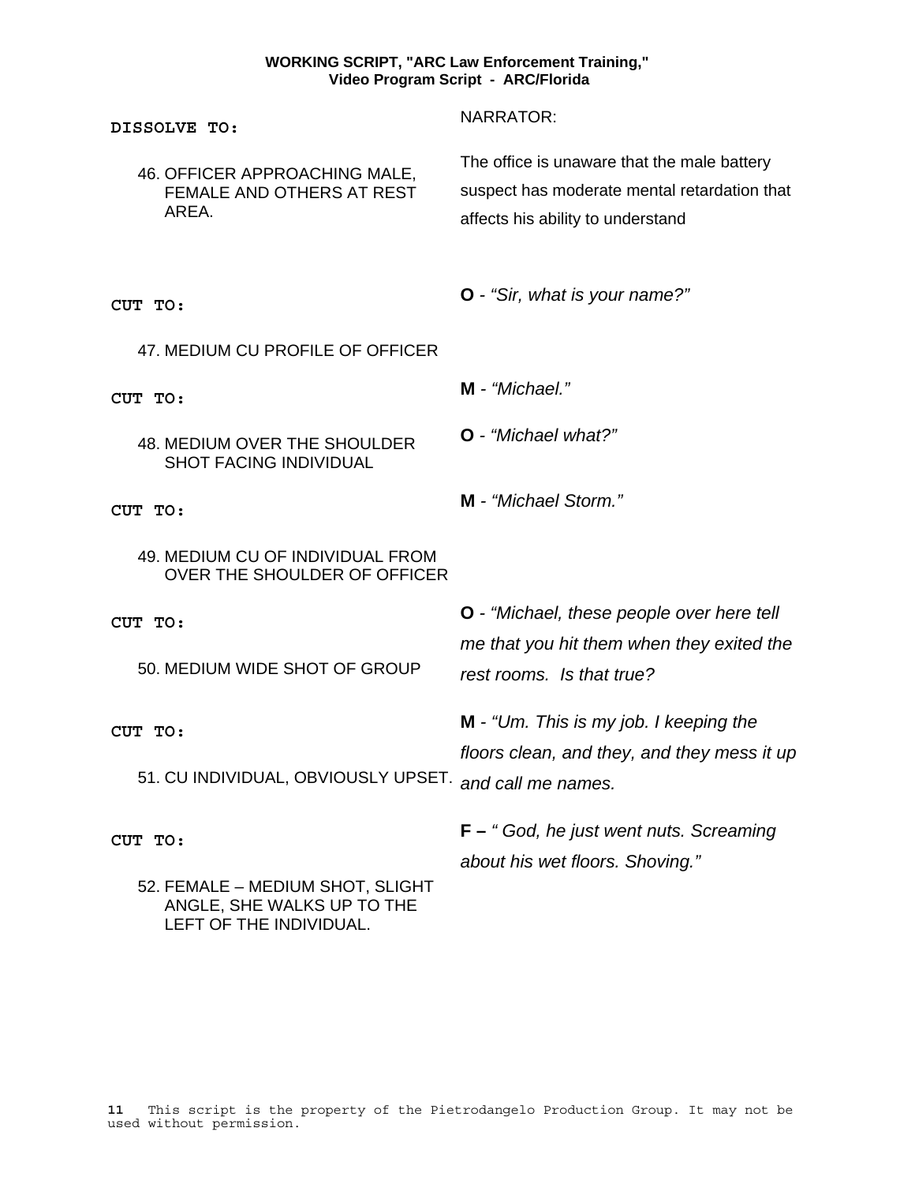| | |
|---|---|
| **DISSOLVE TO:** | NARRATOR: |
| 46. OFFICER APPROACHING MALE, FEMALE AND OTHERS AT REST AREA. | The office is unaware that the male battery suspect has moderate mental retardation that affects his ability to understand |
| **CUT TO:** | **O** - *"Sir, what is your name?"* |
| 47. MEDIUM CU PROFILE OF OFFICER | |
| **CUT TO:** | **M** - *"Michael."* |
| 48. MEDIUM OVER THE SHOULDER SHOT FACING INDIVIDUAL | **O** - *"Michael what?"* |
| **CUT TO:** | **M** - *"Michael Storm."* |
| 49. MEDIUM CU OF INDIVIDUAL FROM OVER THE SHOULDER OF OFFICER | |
| **CUT TO:** | **O** - *"Michael, these people over here tell me that you hit them when they exited the rest rooms. Is that true?* |
| 50. MEDIUM WIDE SHOT OF GROUP | |
| **CUT TO:** | **M** - *"Um. This is my job. I keeping the floors clean, and they, and they mess it up and call me names.* |
| 51. CU INDIVIDUAL, OBVIOUSLY UPSET. | |
| **CUT TO:** | **F –** *" God, he just went nuts. Screaming about his wet floors. Shoving."* |
| 52. FEMALE – MEDIUM SHOT, SLIGHT ANGLE, SHE WALKS UP TO THE LEFT OF THE INDIVIDUAL. | |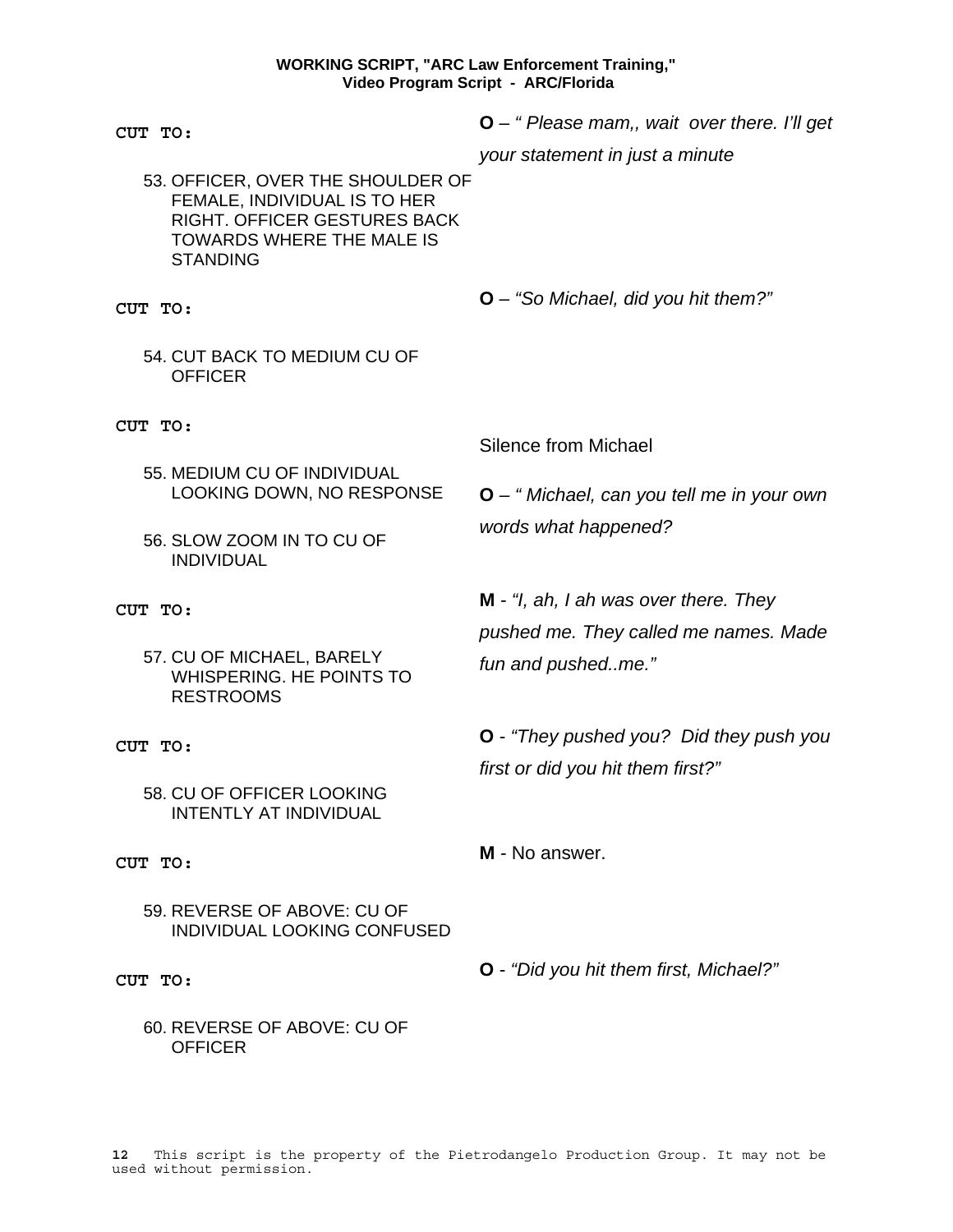| | |
|---|---|
| **CUT TO:** | **O** – *" Please mam,, wait  over there. I'll get your statement in just a minute* |
| 53. OFFICER, OVER THE SHOULDER OF FEMALE, INDIVIDUAL IS TO HER RIGHT. OFFICER GESTURES BACK TOWARDS WHERE THE MALE IS STANDING | |
| **CUT TO:** | **O** – *"So Michael, did you hit them?"* |
| 54. CUT BACK TO MEDIUM CU OF OFFICER | |
| **CUT TO:** | Silence from Michael |
| 55. MEDIUM CU OF INDIVIDUAL LOOKING DOWN, NO RESPONSE | **O** – *" Michael, can you tell me in your own words what happened?* |
| 56. SLOW ZOOM IN TO CU OF INDIVIDUAL | |
| **CUT TO:** | **M** - *"I, ah, I ah was over there. They pushed me. They called me names. Made fun and pushed..me."* |
| 57. CU OF MICHAEL, BARELY WHISPERING. HE POINTS TO RESTROOMS | |
| **CUT TO:** | **O** - *"They pushed you?  Did they push you first or did you hit them first?"* |
| 58. CU OF OFFICER LOOKING INTENTLY AT INDIVIDUAL | |
| **CUT TO:** | **M** - No answer. |
| 59. REVERSE OF ABOVE: CU OF INDIVIDUAL LOOKING CONFUSED | |
| **CUT TO:** | **O** - *"Did you hit them first, Michael?"* |
| 60. REVERSE OF ABOVE: CU OF OFFICER | |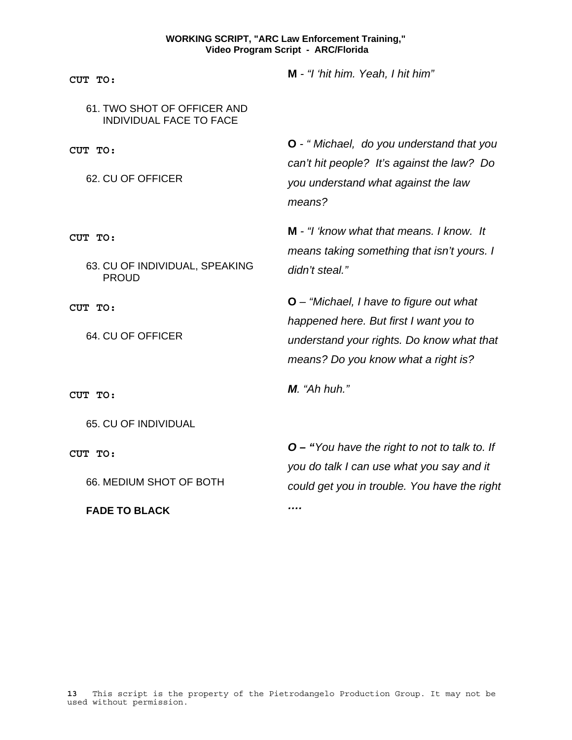| | |
|---|---|
| **CUT TO:** | **M** - *"I 'hit him. Yeah, I hit him"* |
| 61. TWO SHOT OF OFFICER AND INDIVIDUAL FACE TO FACE | |
| **CUT TO:**<br><br>62. CU OF OFFICER | **O** - *" Michael, do you understand that you can't hit people? It's against the law? Do you understand what against the law means?* |
| **CUT TO:**<br><br>63. CU OF INDIVIDUAL, SPEAKING PROUD | **M** - *"I 'know what that means. I know. It means taking something that isn't yours. I didn't steal."* |
| **CUT TO:**<br><br>64. CU OF OFFICER | **O** – *"Michael, I have to figure out what happened here. But first I want you to understand your rights. Do know what that means? Do you know what a right is?* |
| **CUT TO:**<br><br>65. CU OF INDIVIDUAL | ***M**. "Ah huh."* |
| **CUT TO:**<br><br>66. MEDIUM SHOT OF BOTH<br><br>**FADE TO BLACK** | ***O – "**You have the right to not to talk to. If you do talk I can use what you say and it could get you in trouble. You have the right* ***….*** |

This script is the property of the Pietrodangelo Production Group. It may not be used without permission.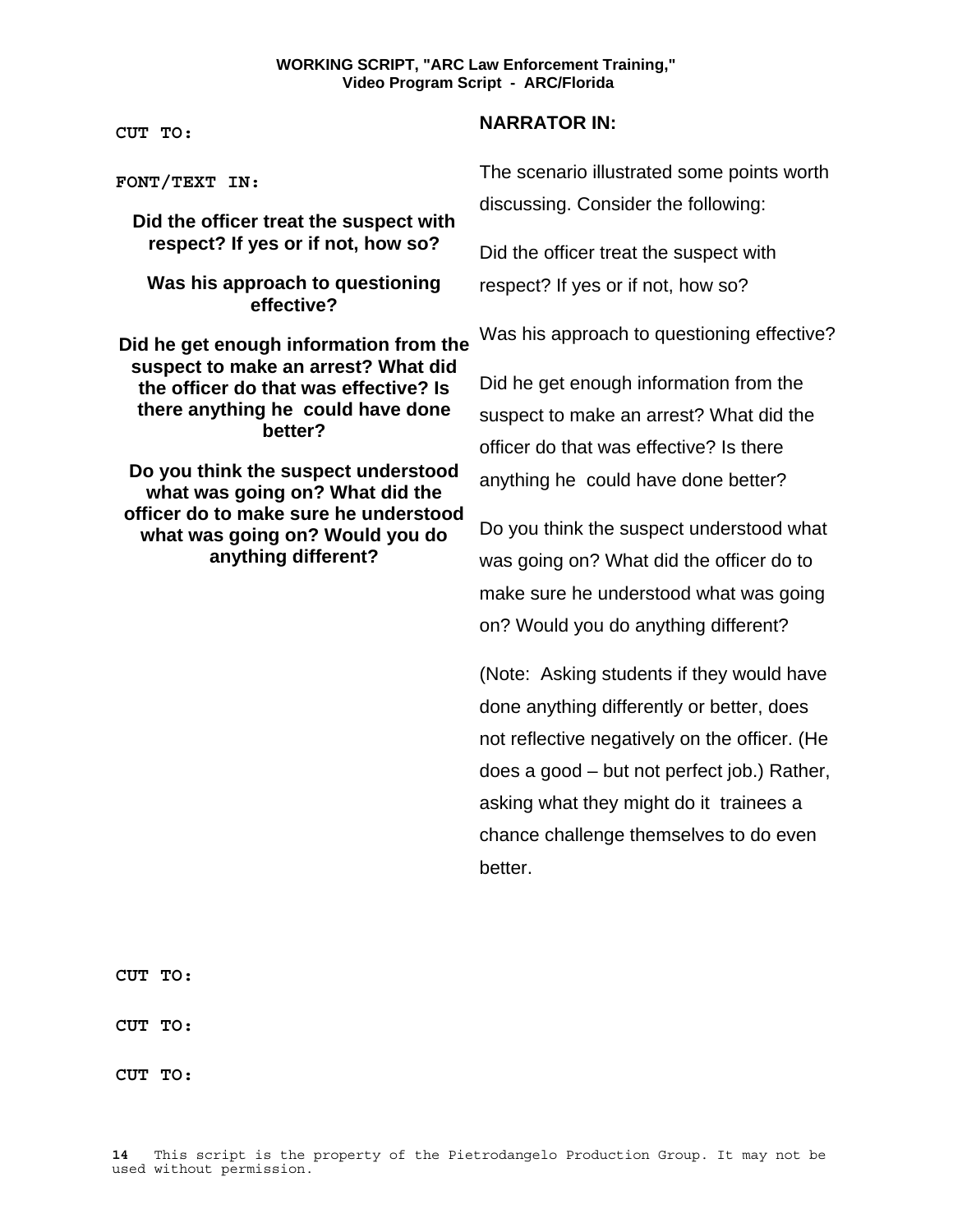**CUT TO:**

**NARRATOR IN:**

The scenario illustrated some points worth discussing. Consider the following:

**FONT/TEXT IN:**

**Did the officer treat the suspect with respect? If yes or if not, how so?**

**Was his approach to questioning effective?**

**Did he get enough information from the suspect to make an arrest? What did the officer do that was effective? Is there anything he could have done better?**

**Do you think the suspect understood what was going on? What did the officer do to make sure he understood what was going on? Would you do anything different?**

Did the officer treat the suspect with respect? If yes or if not, how so?

Was his approach to questioning effective?

Did he get enough information from the suspect to make an arrest? What did the officer do that was effective? Is there anything he could have done better?

Do you think the suspect understood what was going on? What did the officer do to make sure he understood what was going on? Would you do anything different?

(Note: Asking students if they would have done anything differently or better, does not reflective negatively on the officer. (He does a good – but not perfect job.) Rather, asking what they might do it trainees a chance challenge themselves to do even better.

**CUT TO:**

**CUT TO:**

**CUT TO:**

This script is the property of the Pietrodangelo Production Group. It may not be used without permission.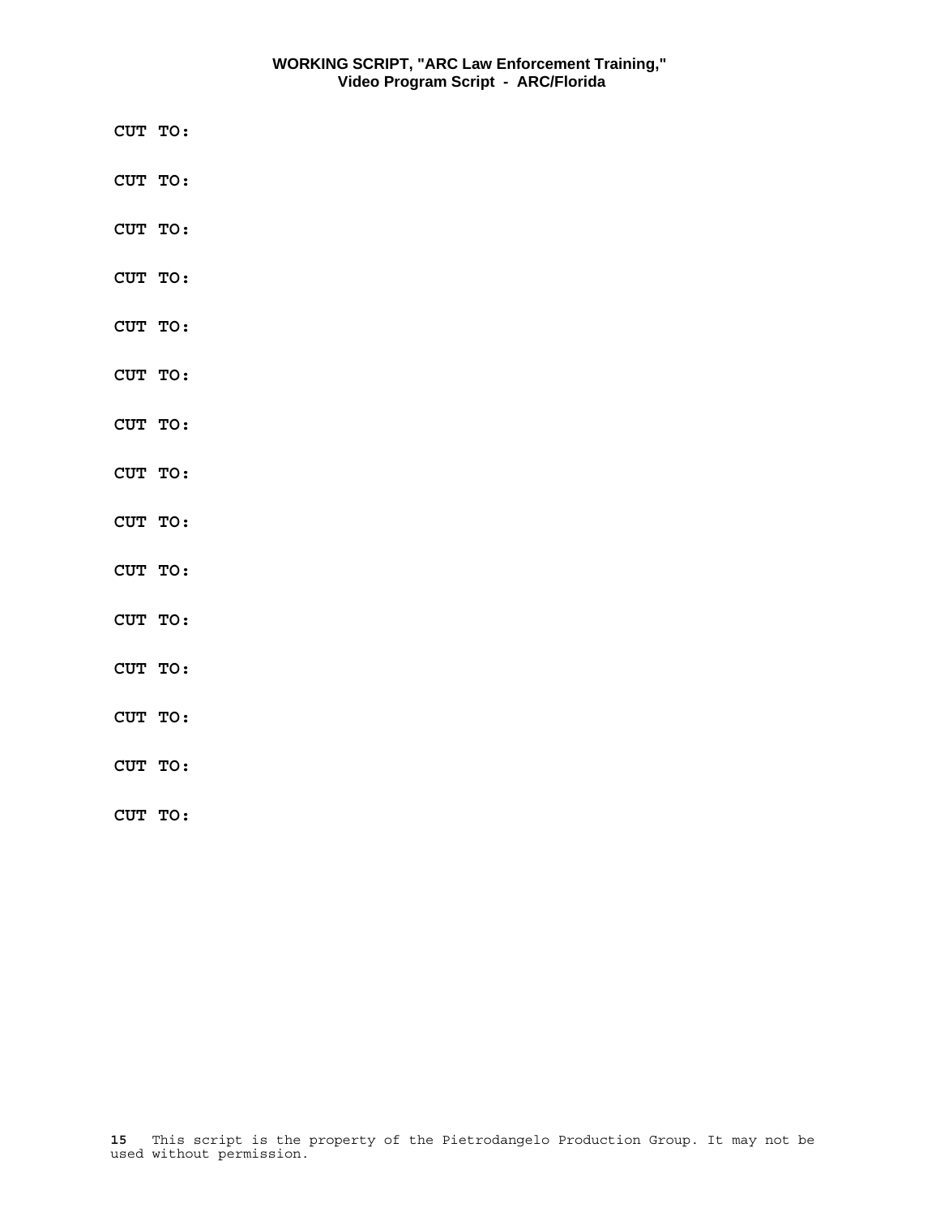**CUT TO:**

**CUT TO:**

**CUT TO:**

**CUT TO:**

**CUT TO:**

**CUT TO:**

**CUT TO:**

**CUT TO:**

**CUT TO:**

**CUT TO:**

**CUT TO:**

**CUT TO:**

**CUT TO:**

**CUT TO:**

**CUT TO:**